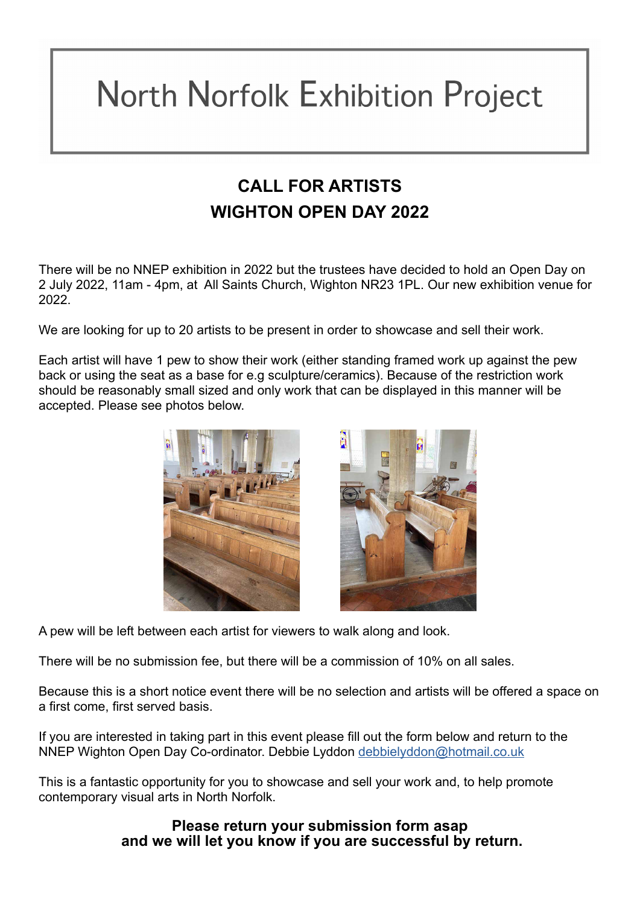# North Norfolk Exhibition Project

## CALL FOR ARTISTS
## WIGHTON OPEN DAY 2022

There will be no NNEP exhibition in 2022 but the trustees have decided to hold an Open Day on 2 July 2022, 11am - 4pm, at All Saints Church, Wighton NR23 1PL. Our new exhibition venue for 2022.

We are looking for up to 20 artists to be present in order to showcase and sell their work.

Each artist will have 1 pew to show their work (either standing framed work up against the pew back or using the seat as a base for e.g sculpture/ceramics). Because of the restriction work should be reasonably small sized and only work that can be displayed in this manner will be accepted. Please see photos below.

A pew will be left between each artist for viewers to walk along and look.

There will be no submission fee, but there will be a commission of 10% on all sales.

Because this is a short notice event there will be no selection and artists will be offered a space on a first come, first served basis.

If you are interested in taking part in this event please fill out the form below and return to the NNEP Wighton Open Day Co-ordinator. Debbie Lyddon debbielyddon@hotmail.co.uk

This is a fantastic opportunity for you to showcase and sell your work and, to help promote contemporary visual arts in North Norfolk.

**Please return your submission form asap and we will let you know if you are successful by return.**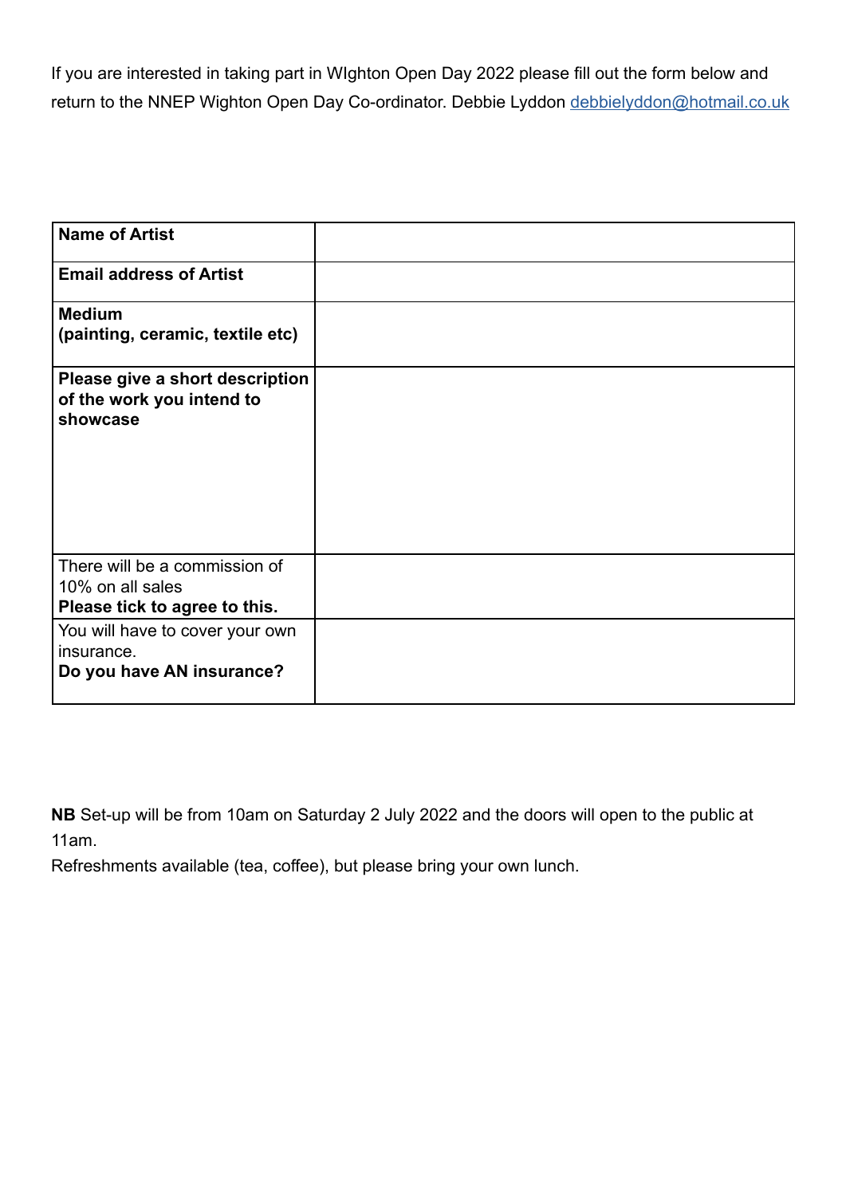If you are interested in taking part in WIghton Open Day 2022 please fill out the form below and return to the NNEP Wighton Open Day Co-ordinator. Debbie Lyddon debbielyddon@hotmail.co.uk

| | |
|---|---|
| **Name of Artist** | |
| **Email address of Artist** | |
| **Medium (painting, ceramic, textile etc)** | |
| **Please give a short description of the work you intend to showcase** | |
| There will be a commission of 10% on all sales **Please tick to agree to this.** | |
| You will have to cover your own insurance. **Do you have AN insurance?** | |

**NB** Set-up will be from 10am on Saturday 2 July 2022 and the doors will open to the public at 11am.

Refreshments available (tea, coffee), but please bring your own lunch.